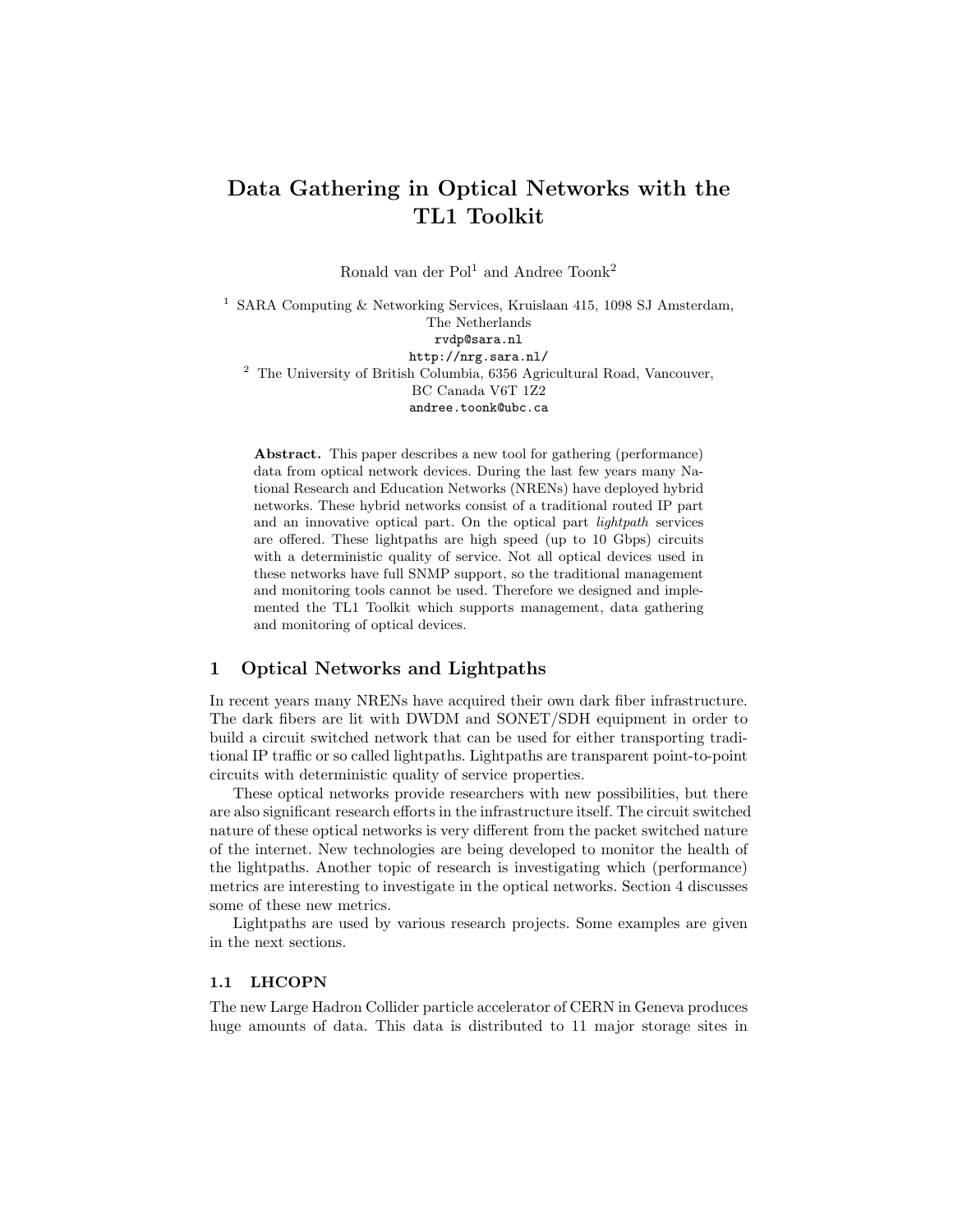# Data Gathering in Optical Networks with the TL1 Toolkit

Ronald van der Pol[1] and Andree Toonk[2]

[1] SARA Computing & Networking Services, Kruislaan 415, 1098 SJ Amsterdam, The Netherlands
rvdp@sara.nl
http://nrg.sara.nl/

[2] The University of British Columbia, 6356 Agricultural Road, Vancouver, BC Canada V6T 1Z2
andree.toonk@ubc.ca

**Abstract.** This paper describes a new tool for gathering (performance) data from optical network devices. During the last few years many National Research and Education Networks (NRENs) have deployed hybrid networks. These hybrid networks consist of a traditional routed IP part and an innovative optical part. On the optical part *lightpath* services are offered. These lightpaths are high speed (up to 10 Gbps) circuits with a deterministic quality of service. Not all optical devices used in these networks have full SNMP support, so the traditional management and monitoring tools cannot be used. Therefore we designed and implemented the TL1 Toolkit which supports management, data gathering and monitoring of optical devices.

## 1 Optical Networks and Lightpaths

In recent years many NRENs have acquired their own dark fiber infrastructure. The dark fibers are lit with DWDM and SONET/SDH equipment in order to build a circuit switched network that can be used for either transporting traditional IP traffic or so called lightpaths. Lightpaths are transparent point-to-point circuits with deterministic quality of service properties.

These optical networks provide researchers with new possibilities, but there are also significant research efforts in the infrastructure itself. The circuit switched nature of these optical networks is very different from the packet switched nature of the internet. New technologies are being developed to monitor the health of the lightpaths. Another topic of research is investigating which (performance) metrics are interesting to investigate in the optical networks. Section 4 discusses some of these new metrics.

Lightpaths are used by various research projects. Some examples are given in the next sections.

### 1.1 LHCOPN

The new Large Hadron Collider particle accelerator of CERN in Geneva produces huge amounts of data. This data is distributed to 11 major storage sites in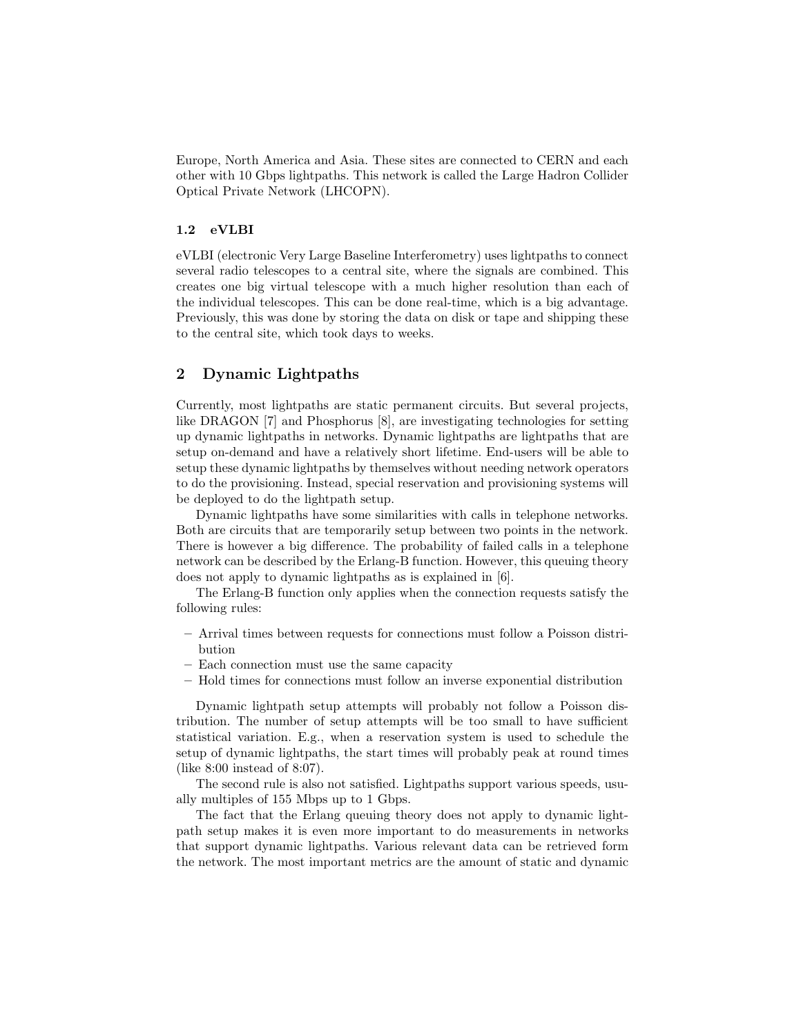Europe, North America and Asia. These sites are connected to CERN and each other with 10 Gbps lightpaths. This network is called the Large Hadron Collider Optical Private Network (LHCOPN).

### 1.2 eVLBI

eVLBI (electronic Very Large Baseline Interferometry) uses lightpaths to connect several radio telescopes to a central site, where the signals are combined. This creates one big virtual telescope with a much higher resolution than each of the individual telescopes. This can be done real-time, which is a big advantage. Previously, this was done by storing the data on disk or tape and shipping these to the central site, which took days to weeks.

## 2 Dynamic Lightpaths

Currently, most lightpaths are static permanent circuits. But several projects, like DRAGON [7] and Phosphorus [8], are investigating technologies for setting up dynamic lightpaths in networks. Dynamic lightpaths are lightpaths that are setup on-demand and have a relatively short lifetime. End-users will be able to setup these dynamic lightpaths by themselves without needing network operators to do the provisioning. Instead, special reservation and provisioning systems will be deployed to do the lightpath setup.

Dynamic lightpaths have some similarities with calls in telephone networks. Both are circuits that are temporarily setup between two points in the network. There is however a big difference. The probability of failed calls in a telephone network can be described by the Erlang-B function. However, this queuing theory does not apply to dynamic lightpaths as is explained in [6].

The Erlang-B function only applies when the connection requests satisfy the following rules:

- Arrival times between requests for connections must follow a Poisson distribution
- Each connection must use the same capacity
- Hold times for connections must follow an inverse exponential distribution

Dynamic lightpath setup attempts will probably not follow a Poisson distribution. The number of setup attempts will be too small to have sufficient statistical variation. E.g., when a reservation system is used to schedule the setup of dynamic lightpaths, the start times will probably peak at round times (like 8:00 instead of 8:07).

The second rule is also not satisfied. Lightpaths support various speeds, usually multiples of 155 Mbps up to 1 Gbps.

The fact that the Erlang queuing theory does not apply to dynamic lightpath setup makes it is even more important to do measurements in networks that support dynamic lightpaths. Various relevant data can be retrieved form the network. The most important metrics are the amount of static and dynamic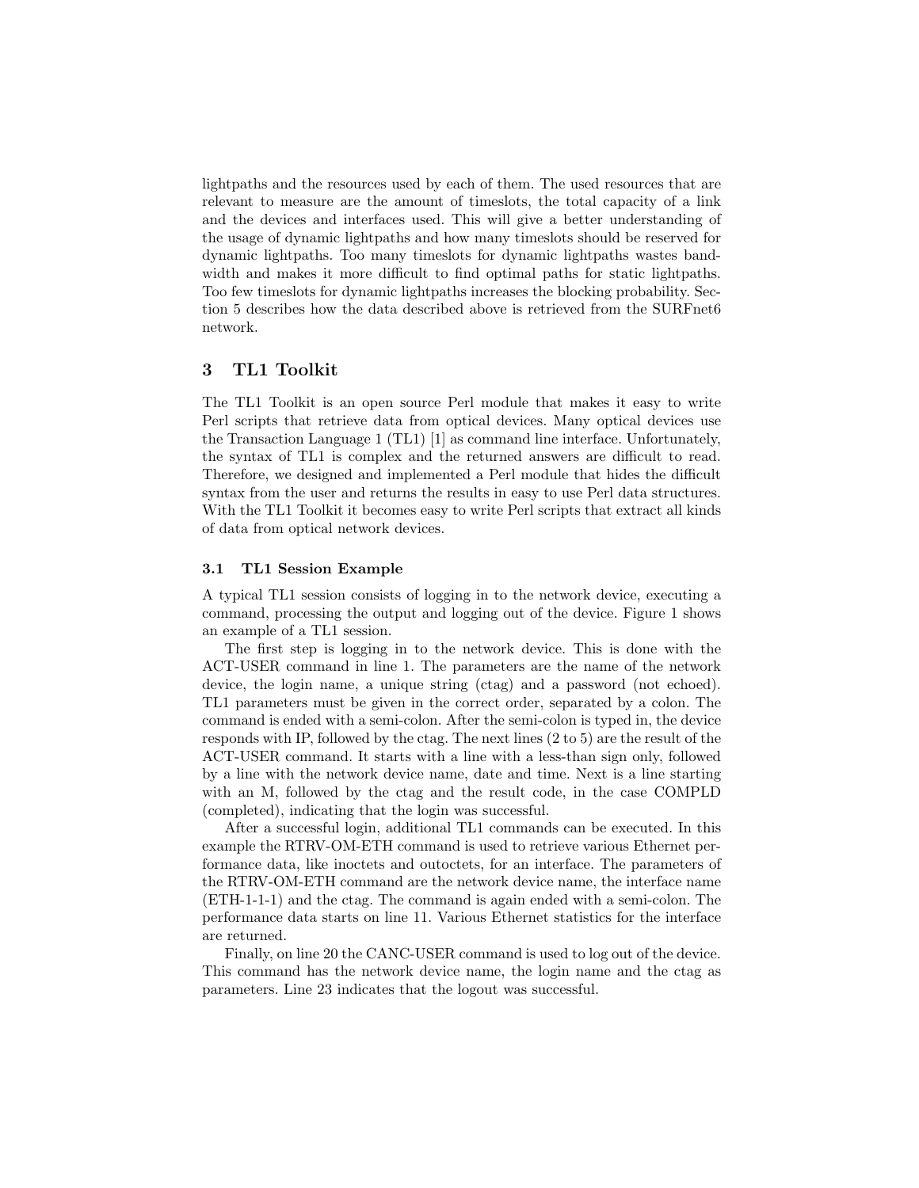lightpaths and the resources used by each of them. The used resources that are relevant to measure are the amount of timeslots, the total capacity of a link and the devices and interfaces used. This will give a better understanding of the usage of dynamic lightpaths and how many timeslots should be reserved for dynamic lightpaths. Too many timeslots for dynamic lightpaths wastes bandwidth and makes it more difficult to find optimal paths for static lightpaths. Too few timeslots for dynamic lightpaths increases the blocking probability. Section 5 describes how the data described above is retrieved from the SURFnet6 network.

## 3 TL1 Toolkit

The TL1 Toolkit is an open source Perl module that makes it easy to write Perl scripts that retrieve data from optical devices. Many optical devices use the Transaction Language 1 (TL1) [1] as command line interface. Unfortunately, the syntax of TL1 is complex and the returned answers are difficult to read. Therefore, we designed and implemented a Perl module that hides the difficult syntax from the user and returns the results in easy to use Perl data structures. With the TL1 Toolkit it becomes easy to write Perl scripts that extract all kinds of data from optical network devices.

### 3.1 TL1 Session Example

A typical TL1 session consists of logging in to the network device, executing a command, processing the output and logging out of the device. Figure 1 shows an example of a TL1 session.

The first step is logging in to the network device. This is done with the ACT-USER command in line 1. The parameters are the name of the network device, the login name, a unique string (ctag) and a password (not echoed). TL1 parameters must be given in the correct order, separated by a colon. The command is ended with a semi-colon. After the semi-colon is typed in, the device responds with IP, followed by the ctag. The next lines (2 to 5) are the result of the ACT-USER command. It starts with a line with a less-than sign only, followed by a line with the network device name, date and time. Next is a line starting with an M, followed by the ctag and the result code, in the case COMPLD (completed), indicating that the login was successful.

After a successful login, additional TL1 commands can be executed. In this example the RTRV-OM-ETH command is used to retrieve various Ethernet performance data, like inoctets and outoctets, for an interface. The parameters of the RTRV-OM-ETH command are the network device name, the interface name (ETH-1-1-1) and the ctag. The command is again ended with a semi-colon. The performance data starts on line 11. Various Ethernet statistics for the interface are returned.

Finally, on line 20 the CANC-USER command is used to log out of the device. This command has the network device name, the login name and the ctag as parameters. Line 23 indicates that the logout was successful.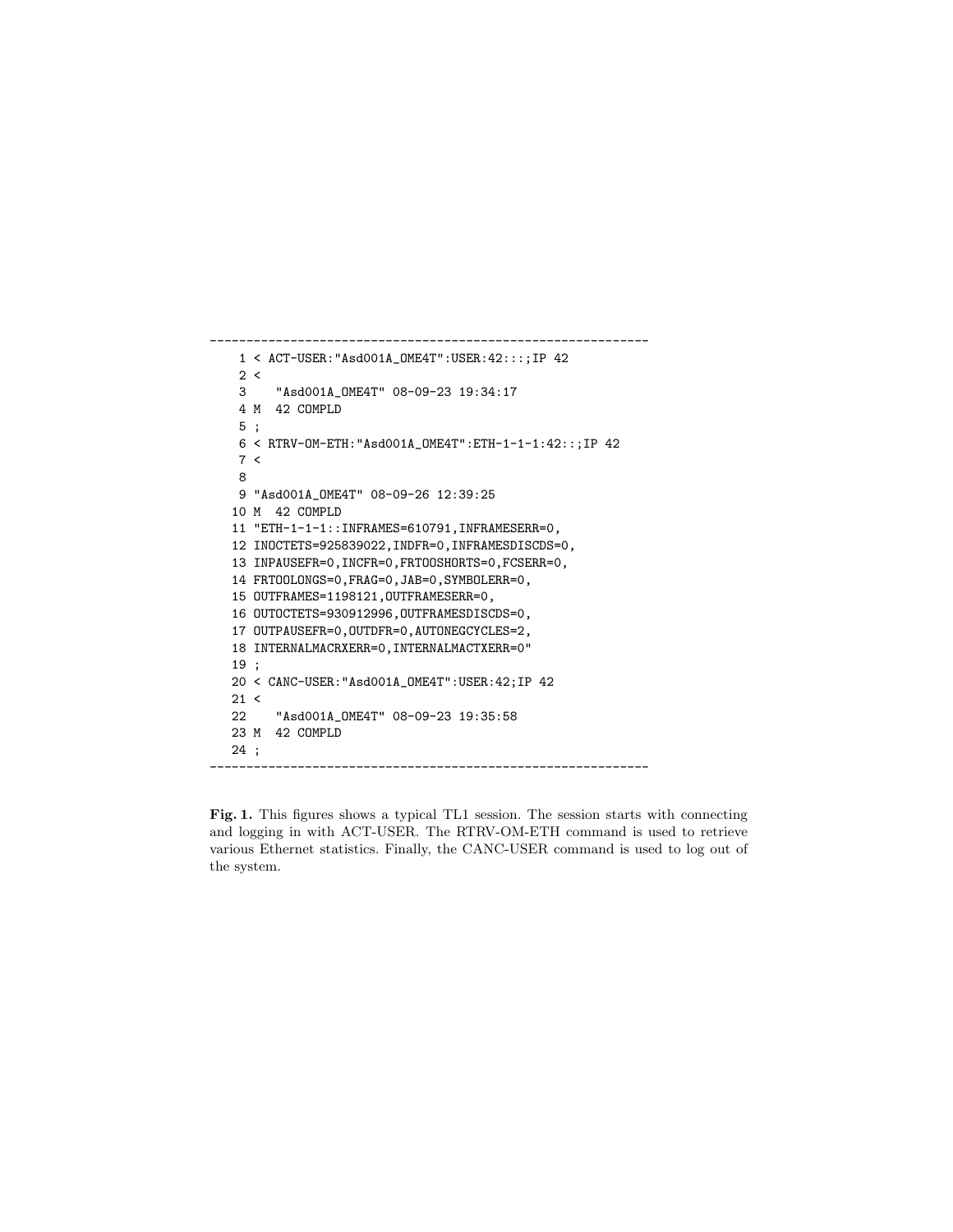```
-------------------------------------------------------------
   1 < ACT-USER:"Asd001A_OME4T":USER:42:::;IP 42
   2 <
   3    "Asd001A_OME4T" 08-09-23 19:34:17
   4 M  42 COMPLD
   5 ;
   6 < RTRV-OM-ETH:"Asd001A_OME4T":ETH-1-1-1:42::;IP 42
   7 <
   8
   9 "Asd001A_OME4T" 08-09-26 12:39:25
  10 M  42 COMPLD
  11 "ETH-1-1-1::INFRAMES=610791,INFRAMESERR=0,
  12 INOCTETS=925839022,INDFR=0,INFRAMESDISCDS=0,
  13 INPAUSEFR=0,INCFR=0,FRTOOSHORTS=0,FCSERR=0,
  14 FRTOOLONGS=0,FRAG=0,JAB=0,SYMBOLERR=0,
  15 OUTFRAMES=1198121,OUTFRAMESERR=0,
  16 OUTOCTETS=930912996,OUTFRAMESDISCDS=0,
  17 OUTPAUSEFR=0,OUTDFR=0,AUTONEGCYCLES=2,
  18 INTERNALMACRXERR=0,INTERNALMACTXERR=0"
  19 ;
  20 < CANC-USER:"Asd001A_OME4T":USER:42;IP 42
  21 <
  22    "Asd001A_OME4T" 08-09-23 19:35:58
  23 M  42 COMPLD
  24 ;
-------------------------------------------------------------
```

**Fig. 1.** This figures shows a typical TL1 session. The session starts with connecting and logging in with ACT-USER. The RTRV-OM-ETH command is used to retrieve various Ethernet statistics. Finally, the CANC-USER command is used to log out of the system.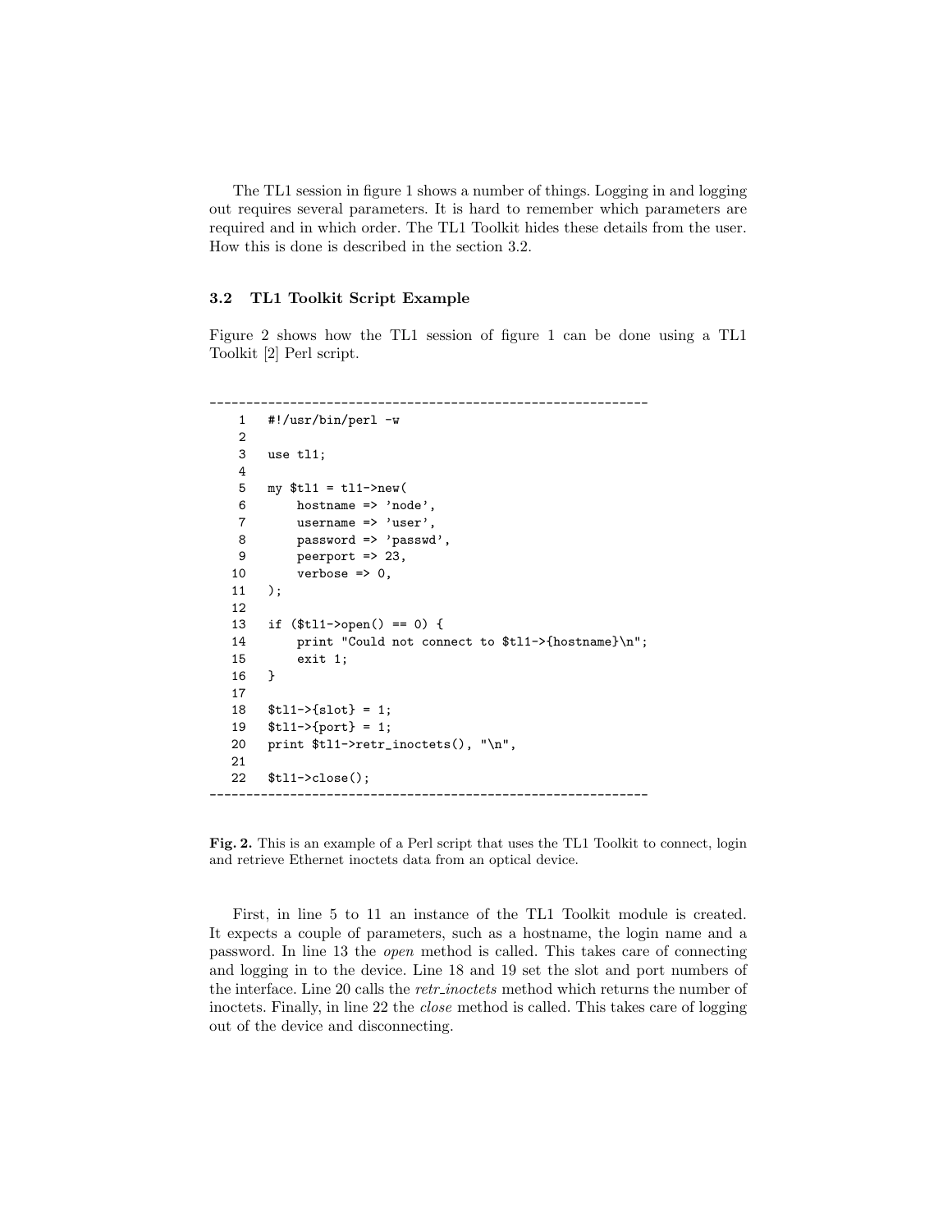The TL1 session in figure 1 shows a number of things. Logging in and logging out requires several parameters. It is hard to remember which parameters are required and in which order. The TL1 Toolkit hides these details from the user. How this is done is described in the section 3.2.

### 3.2 TL1 Toolkit Script Example

Figure 2 shows how the TL1 session of figure 1 can be done using a TL1 Toolkit [2] Perl script.

```
------------------------------------------------------------
   1   #!/usr/bin/perl -w
   2
   3   use tl1;
   4
   5   my $tl1 = tl1->new(
   6       hostname => 'node',
   7       username => 'user',
   8       password => 'passwd',
   9       peerport => 23,
  10       verbose => 0,
  11   );
  12
  13   if ($tl1->open() == 0) {
  14       print "Could not connect to $tl1->{hostname}\n";
  15       exit 1;
  16   }
  17
  18   $tl1->{slot} = 1;
  19   $tl1->{port} = 1;
  20   print $tl1->retr_inoctets(), "\n",
  21
  22   $tl1->close();
------------------------------------------------------------
```

**Fig. 2.** This is an example of a Perl script that uses the TL1 Toolkit to connect, login and retrieve Ethernet inoctets data from an optical device.

First, in line 5 to 11 an instance of the TL1 Toolkit module is created. It expects a couple of parameters, such as a hostname, the login name and a password. In line 13 the *open* method is called. This takes care of connecting and logging in to the device. Line 18 and 19 set the slot and port numbers of the interface. Line 20 calls the *retr_inoctets* method which returns the number of inoctets. Finally, in line 22 the *close* method is called. This takes care of logging out of the device and disconnecting.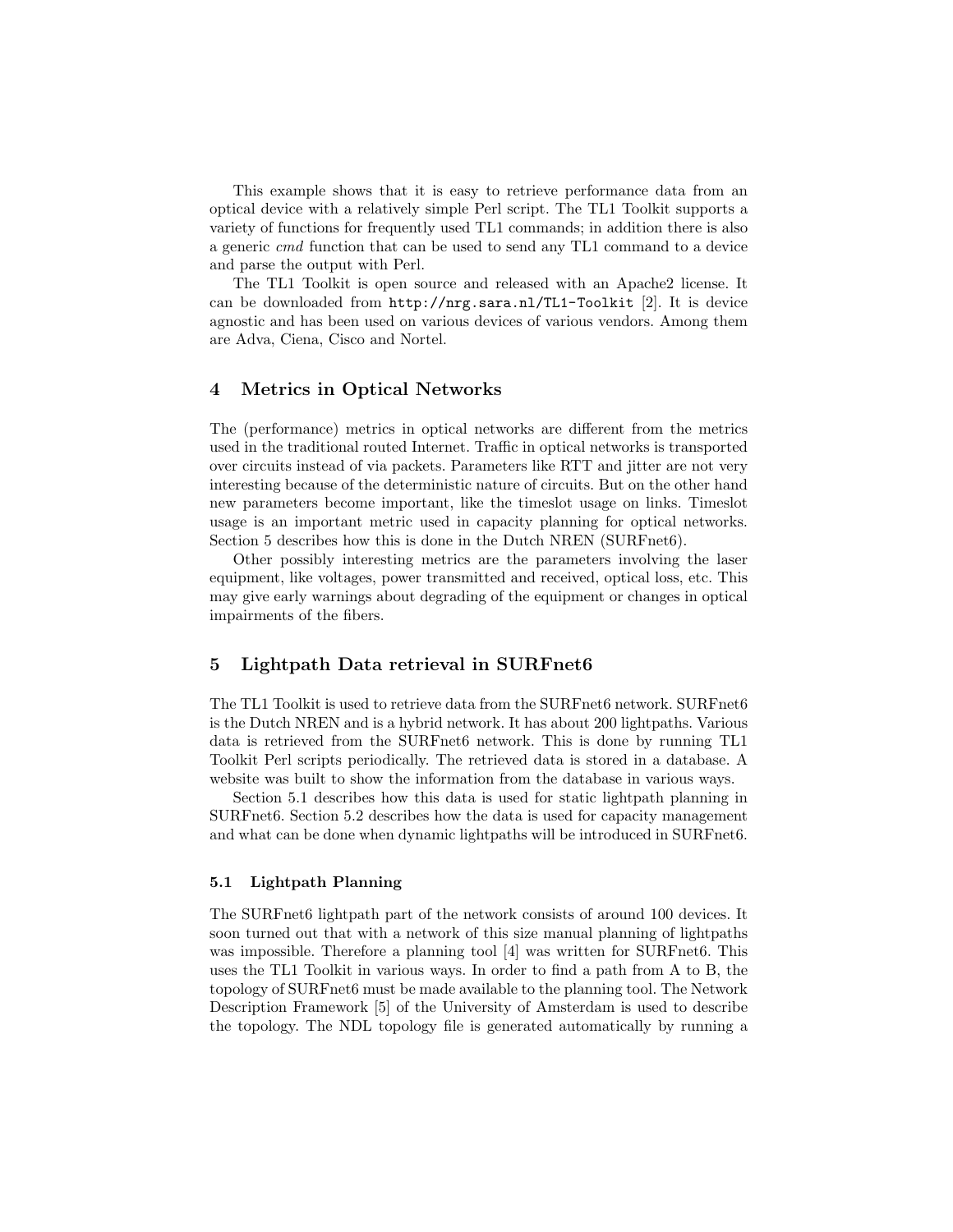This example shows that it is easy to retrieve performance data from an optical device with a relatively simple Perl script. The TL1 Toolkit supports a variety of functions for frequently used TL1 commands; in addition there is also a generic *cmd* function that can be used to send any TL1 command to a device and parse the output with Perl.

The TL1 Toolkit is open source and released with an Apache2 license. It can be downloaded from `http://nrg.sara.nl/TL1-Toolkit` [2]. It is device agnostic and has been used on various devices of various vendors. Among them are Adva, Ciena, Cisco and Nortel.

## 4 Metrics in Optical Networks

The (performance) metrics in optical networks are different from the metrics used in the traditional routed Internet. Traffic in optical networks is transported over circuits instead of via packets. Parameters like RTT and jitter are not very interesting because of the deterministic nature of circuits. But on the other hand new parameters become important, like the timeslot usage on links. Timeslot usage is an important metric used in capacity planning for optical networks. Section 5 describes how this is done in the Dutch NREN (SURFnet6).

Other possibly interesting metrics are the parameters involving the laser equipment, like voltages, power transmitted and received, optical loss, etc. This may give early warnings about degrading of the equipment or changes in optical impairments of the fibers.

## 5 Lightpath Data retrieval in SURFnet6

The TL1 Toolkit is used to retrieve data from the SURFnet6 network. SURFnet6 is the Dutch NREN and is a hybrid network. It has about 200 lightpaths. Various data is retrieved from the SURFnet6 network. This is done by running TL1 Toolkit Perl scripts periodically. The retrieved data is stored in a database. A website was built to show the information from the database in various ways.

Section 5.1 describes how this data is used for static lightpath planning in SURFnet6. Section 5.2 describes how the data is used for capacity management and what can be done when dynamic lightpaths will be introduced in SURFnet6.

### 5.1 Lightpath Planning

The SURFnet6 lightpath part of the network consists of around 100 devices. It soon turned out that with a network of this size manual planning of lightpaths was impossible. Therefore a planning tool [4] was written for SURFnet6. This uses the TL1 Toolkit in various ways. In order to find a path from A to B, the topology of SURFnet6 must be made available to the planning tool. The Network Description Framework [5] of the University of Amsterdam is used to describe the topology. The NDL topology file is generated automatically by running a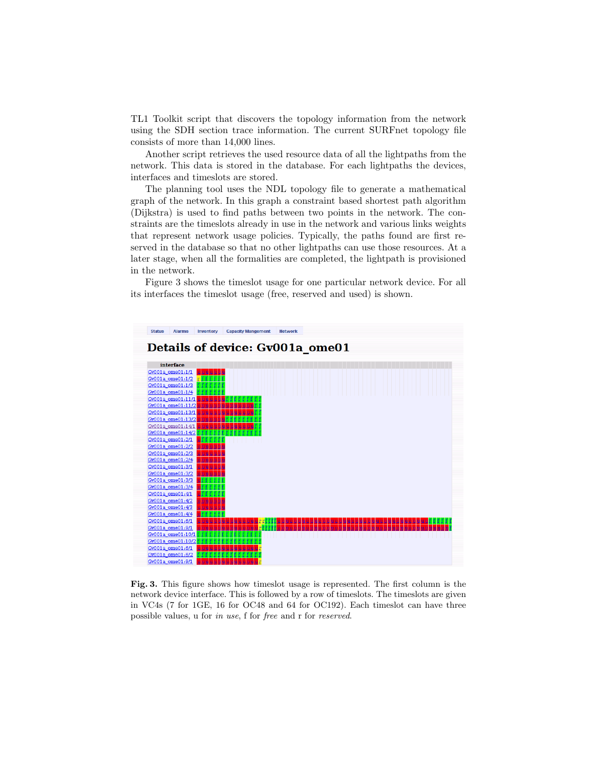TL1 Toolkit script that discovers the topology information from the network using the SDH section trace information. The current SURFnet topology file consists of more than 14,000 lines.

Another script retrieves the used resource data of all the lightpaths from the network. This data is stored in the database. For each lightpaths the devices, interfaces and timeslots are stored.

The planning tool uses the NDL topology file to generate a mathematical graph of the network. In this graph a constraint based shortest path algorithm (Dijkstra) is used to find paths between two points in the network. The constraints are the timeslots already in use in the network and various links weights that represent network usage policies. Typically, the paths found are first reserved in the database so that no other lightpaths can use those resources. At a later stage, when all the formalities are completed, the lightpath is provisioned in the network.

Figure 3 shows the timeslot usage for one particular network device. For all its interfaces the timeslot usage (free, reserved and used) is shown.

**Fig. 3.** This figure shows how timeslot usage is represented. The first column is the network device interface. This is followed by a row of timeslots. The timeslots are given in VC4s (7 for 1GE, 16 for OC48 and 64 for OC192). Each timeslot can have three possible values, u for *in use*, f for *free* and r for *reserved*.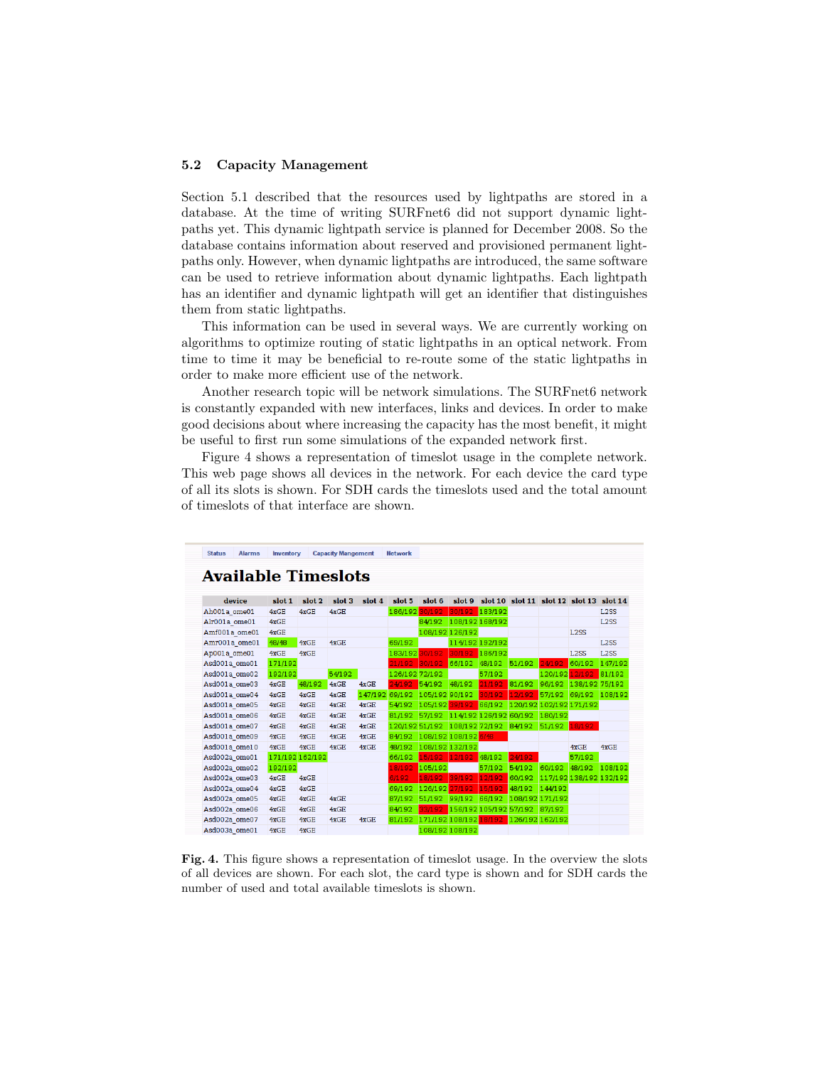## 5.2 Capacity Management

Section 5.1 described that the resources used by lightpaths are stored in a database. At the time of writing SURFnet6 did not support dynamic lightpaths yet. This dynamic lightpath service is planned for December 2008. So the database contains information about reserved and provisioned permanent lightpaths only. However, when dynamic lightpaths are introduced, the same software can be used to retrieve information about dynamic lightpaths. Each lightpath has an identifier and dynamic lightpath will get an identifier that distinguishes them from static lightpaths.

This information can be used in several ways. We are currently working on algorithms to optimize routing of static lightpaths in an optical network. From time to time it may be beneficial to re-route some of the static lightpaths in order to make more efficient use of the network.

Another research topic will be network simulations. The SURFnet6 network is constantly expanded with new interfaces, links and devices. In order to make good decisions about where increasing the capacity has the most benefit, it might be useful to first run some simulations of the expanded network first.

Figure 4 shows a representation of timeslot usage in the complete network. This web page shows all devices in the network. For each device the card type of all its slots is shown. For SDH cards the timeslots used and the total amount of timeslots of that interface are shown.

Status | Alarms | Inventory | Capacity Mangement | Network

**Available Timeslots**

| device | slot 1 | slot 2 | slot 3 | slot 4 | slot 5 | slot 6 | slot 9 | slot 10 | slot 11 | slot 12 | slot 13 | slot 14 |
|---|---|---|---|---|---|---|---|---|---|---|---|---|
| Ah001a_ome01 | 4xGE | 4xGE | 4xGE | | 186/192 | 80/192 | 30/192 | 183/192 | | | | L2SS |
| Alr001a_ome01 | 4xGE | | | | | 84/192 | 108/192 | 168/192 | | | | L2SS |
| Amf001a_ome01 | 4xGE | | | | | 108/192 | 126/192 | | | | L2SS | |
| Amr001a_ome01 | 48/48 | 4xGE | 4xGE | | 69/192 | | 114/192 | 192/192 | | | | L2SS |
| Ap001a_ome01 | 4xGE | 4xGE | | | 183/192 | 30/192 | 30/192 | 186/192 | | | L2SS | L2SS |
| Asd001a_ome01 | 171/192 | | | | 21/192 | 30/192 | 66/192 | 48/192 | 51/192 | 24/192 | 60/192 | 147/192 |
| Asd001a_ome02 | 192/192 | | 54/192 | | 126/192 | 72/192 | | 57/192 | | 120/192 | 12/192 | 81/192 |
| Asd001a_ome03 | 4xGE | 48/192 | 4xGE | 4xGE | 24/192 | 54/192 | 48/192 | 21/192 | 81/192 | 96/192 | 138/192 | 75/192 |
| Asd001a_ome04 | 4xGE | 4xGE | 4xGE | 147/192 | 69/192 | 105/192 | 90/192 | 30/192 | 12/192 | 57/192 | 69/192 | 108/192 |
| Asd001a_ome05 | 4xGE | 4xGE | 4xGE | 4xGE | 54/192 | 105/192 | 39/192 | 66/192 | 120/192 | 102/192 | 171/192 | |
| Asd001a_ome06 | 4xGE | 4xGE | 4xGE | 4xGE | 81/192 | 57/192 | 114/192 | 126/192 | 60/192 | 180/192 | | |
| Asd001a_ome07 | 4xGE | 4xGE | 4xGE | 4xGE | 120/192 | 51/192 | 108/192 | 72/192 | 84/192 | 51/192 | 18/192 | |
| Asd001a_ome09 | 4xGE | 4xGE | 4xGE | 4xGE | 84/192 | 108/192 | 108/192 | 6/48 | | | | |
| Asd001a_ome10 | 4xGE | 4xGE | 4xGE | 4xGE | 48/192 | 108/192 | 132/192 | | | | 4xGE | 4xGE |
| Asd002a_ome01 | 171/192 | 162/192 | | | 66/192 | 15/192 | 12/192 | 48/192 | 24/192 | | 57/192 | |
| Asd002a_ome02 | 192/192 | | | | 18/192 | 105/192 | | 57/192 | 54/192 | 60/192 | 48/192 | 108/192 |
| Asd002a_ome03 | 4xGE | 4xGE | | | 6/192 | 18/192 | 39/192 | 12/192 | 60/192 | 117/192 | 138/192 | 132/192 |
| Asd002a_ome04 | 4xGE | 4xGE | | | 69/192 | 126/192 | 27/192 | 15/192 | 48/192 | 144/192 | | |
| Asd002a_ome05 | 4xGE | 4xGE | 4xGE | | 87/192 | 51/192 | 99/192 | 66/192 | 108/192 | 171/192 | | |
| Asd002a_ome06 | 4xGE | 4xGE | 4xGE | | 84/192 | 33/192 | 156/192 | 105/192 | 57/192 | 87/192 | | |
| Asd002a_ome07 | 4xGE | 4xGE | 4xGE | 4xGE | 81/192 | 171/192 | 108/192 | 18/192 | 126/192 | 162/192 | | |
| Asd003a_ome01 | 4xGE | 4xGE | | | | 108/192 | 108/192 | | | | | |

**Fig. 4.** This figure shows a representation of timeslot usage. In the overview the slots of all devices are shown. For each slot, the card type is shown and for SDH cards the number of used and total available timeslots is shown.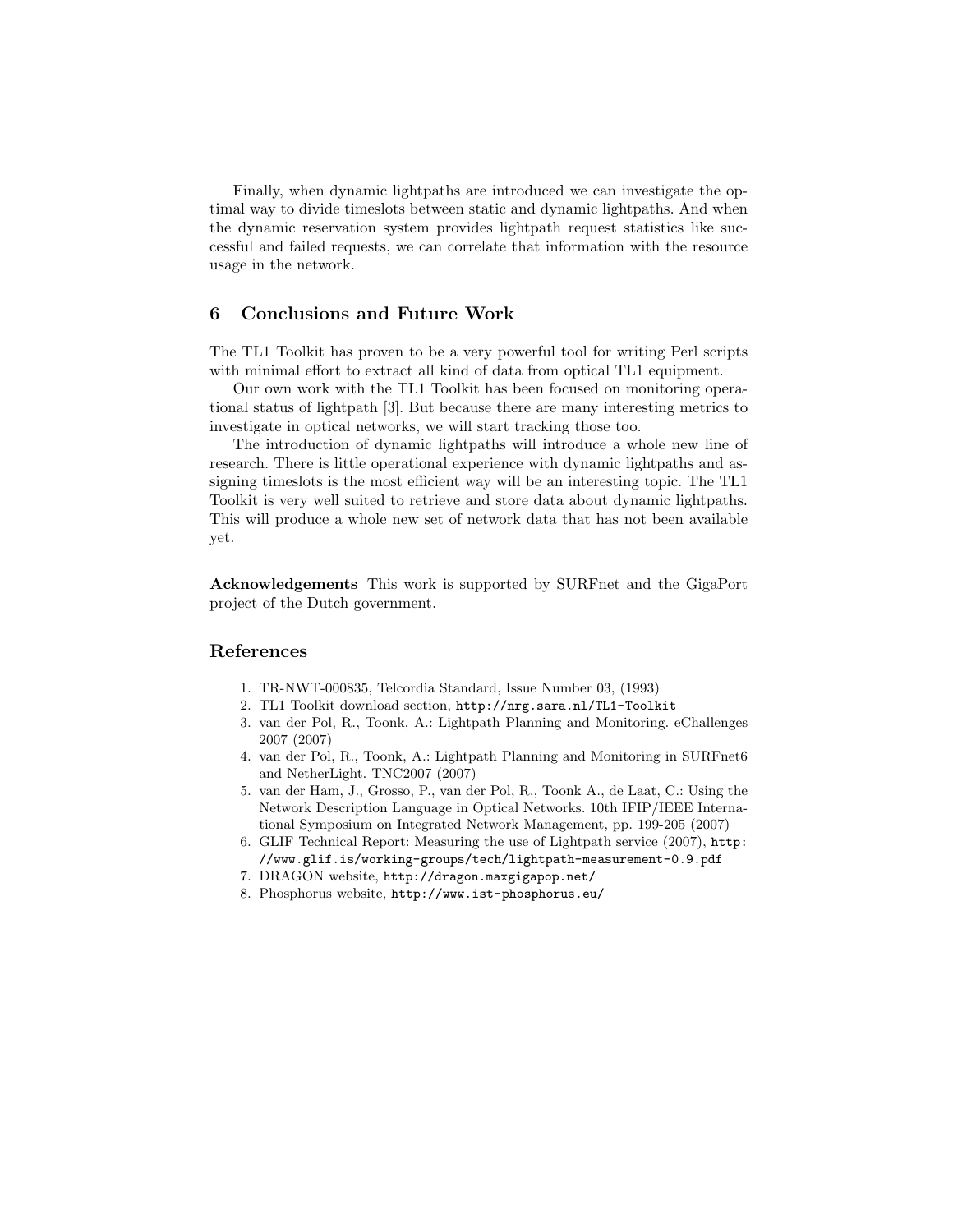Finally, when dynamic lightpaths are introduced we can investigate the optimal way to divide timeslots between static and dynamic lightpaths. And when the dynamic reservation system provides lightpath request statistics like successful and failed requests, we can correlate that information with the resource usage in the network.

## 6 Conclusions and Future Work

The TL1 Toolkit has proven to be a very powerful tool for writing Perl scripts with minimal effort to extract all kind of data from optical TL1 equipment.

Our own work with the TL1 Toolkit has been focused on monitoring operational status of lightpath [3]. But because there are many interesting metrics to investigate in optical networks, we will start tracking those too.

The introduction of dynamic lightpaths will introduce a whole new line of research. There is little operational experience with dynamic lightpaths and assigning timeslots is the most efficient way will be an interesting topic. The TL1 Toolkit is very well suited to retrieve and store data about dynamic lightpaths. This will produce a whole new set of network data that has not been available yet.

**Acknowledgements** This work is supported by SURFnet and the GigaPort project of the Dutch government.

## References

1. TR-NWT-000835, Telcordia Standard, Issue Number 03, (1993)
2. TL1 Toolkit download section, `http://nrg.sara.nl/TL1-Toolkit`
3. van der Pol, R., Toonk, A.: Lightpath Planning and Monitoring. eChallenges 2007 (2007)
4. van der Pol, R., Toonk, A.: Lightpath Planning and Monitoring in SURFnet6 and NetherLight. TNC2007 (2007)
5. van der Ham, J., Grosso, P., van der Pol, R., Toonk A., de Laat, C.: Using the Network Description Language in Optical Networks. 10th IFIP/IEEE International Symposium on Integrated Network Management, pp. 199-205 (2007)
6. GLIF Technical Report: Measuring the use of Lightpath service (2007), `http://www.glif.is/working-groups/tech/lightpath-measurement-0.9.pdf`
7. DRAGON website, `http://dragon.maxgigapop.net/`
8. Phosphorus website, `http://www.ist-phosphorus.eu/`